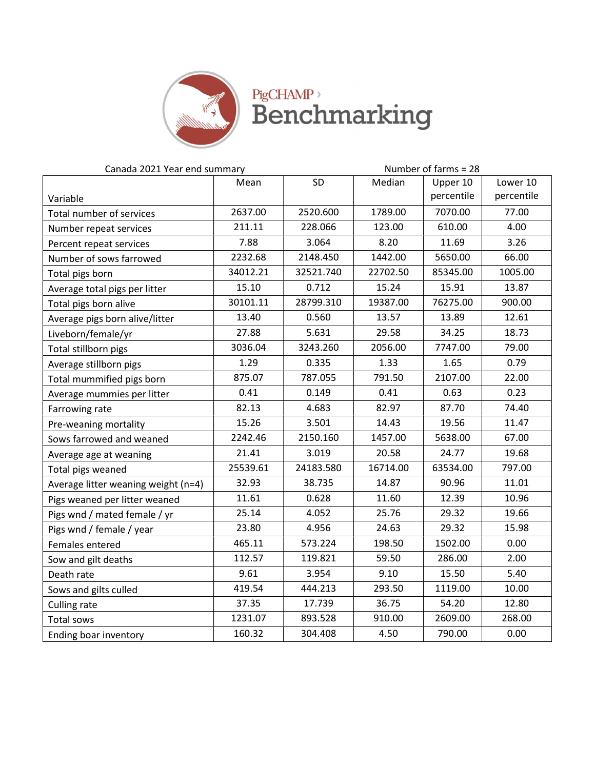# PigCHAMP Benchmarking

Canada 2021 Year end summary — Number of farms = 28

| Variable | Mean | SD | Median | Upper 10 percentile | Lower 10 percentile |
|---|---|---|---|---|---|
| Total number of services | 2637.00 | 2520.600 | 1789.00 | 7070.00 | 77.00 |
| Number repeat services | 211.11 | 228.066 | 123.00 | 610.00 | 4.00 |
| Percent repeat services | 7.88 | 3.064 | 8.20 | 11.69 | 3.26 |
| Number of sows farrowed | 2232.68 | 2148.450 | 1442.00 | 5650.00 | 66.00 |
| Total pigs born | 34012.21 | 32521.740 | 22702.50 | 85345.00 | 1005.00 |
| Average total pigs per litter | 15.10 | 0.712 | 15.24 | 15.91 | 13.87 |
| Total pigs born alive | 30101.11 | 28799.310 | 19387.00 | 76275.00 | 900.00 |
| Average pigs born alive/litter | 13.40 | 0.560 | 13.57 | 13.89 | 12.61 |
| Liveborn/female/yr | 27.88 | 5.631 | 29.58 | 34.25 | 18.73 |
| Total stillborn pigs | 3036.04 | 3243.260 | 2056.00 | 7747.00 | 79.00 |
| Average stillborn pigs | 1.29 | 0.335 | 1.33 | 1.65 | 0.79 |
| Total mummified pigs born | 875.07 | 787.055 | 791.50 | 2107.00 | 22.00 |
| Average mummies per litter | 0.41 | 0.149 | 0.41 | 0.63 | 0.23 |
| Farrowing rate | 82.13 | 4.683 | 82.97 | 87.70 | 74.40 |
| Pre-weaning mortality | 15.26 | 3.501 | 14.43 | 19.56 | 11.47 |
| Sows farrowed and weaned | 2242.46 | 2150.160 | 1457.00 | 5638.00 | 67.00 |
| Average age at weaning | 21.41 | 3.019 | 20.58 | 24.77 | 19.68 |
| Total pigs weaned | 25539.61 | 24183.580 | 16714.00 | 63534.00 | 797.00 |
| Average litter weaning weight (n=4) | 32.93 | 38.735 | 14.87 | 90.96 | 11.01 |
| Pigs weaned per litter weaned | 11.61 | 0.628 | 11.60 | 12.39 | 10.96 |
| Pigs wnd / mated female / yr | 25.14 | 4.052 | 25.76 | 29.32 | 19.66 |
| Pigs wnd / female / year | 23.80 | 4.956 | 24.63 | 29.32 | 15.98 |
| Females entered | 465.11 | 573.224 | 198.50 | 1502.00 | 0.00 |
| Sow and gilt deaths | 112.57 | 119.821 | 59.50 | 286.00 | 2.00 |
| Death rate | 9.61 | 3.954 | 9.10 | 15.50 | 5.40 |
| Sows and gilts culled | 419.54 | 444.213 | 293.50 | 1119.00 | 10.00 |
| Culling rate | 37.35 | 17.739 | 36.75 | 54.20 | 12.80 |
| Total sows | 1231.07 | 893.528 | 910.00 | 2609.00 | 268.00 |
| Ending boar inventory | 160.32 | 304.408 | 4.50 | 790.00 | 0.00 |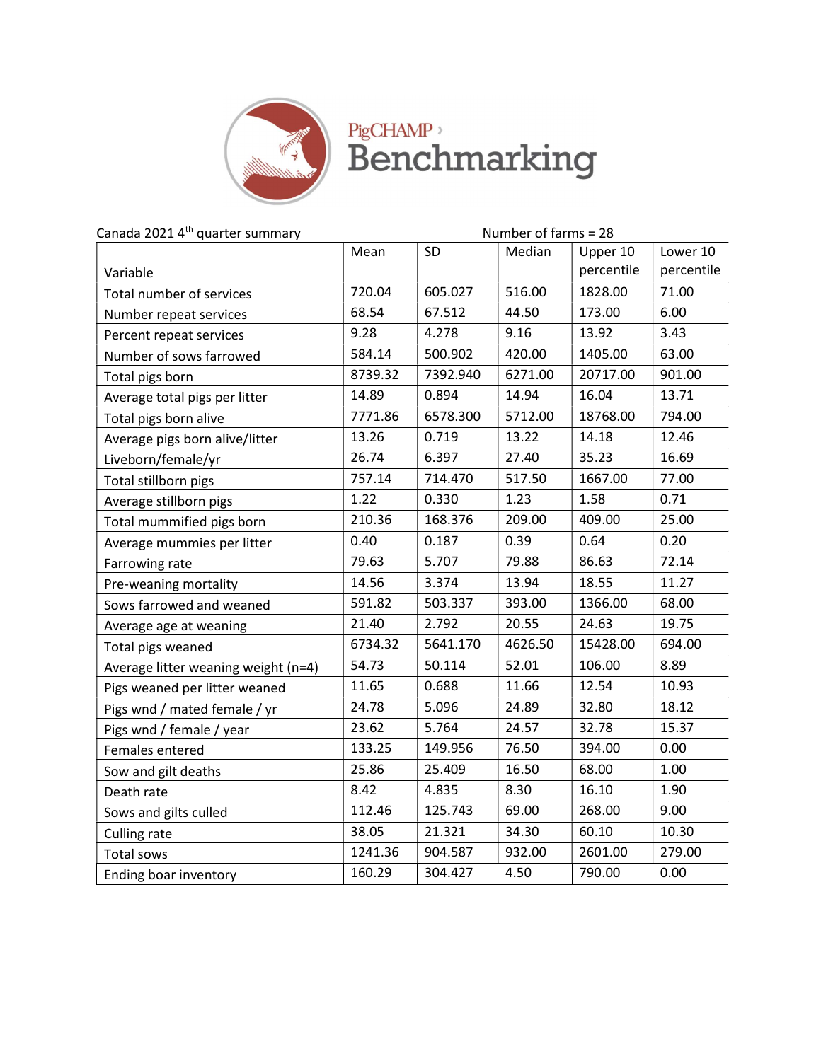PigCHAMP Benchmarking

Canada 2021 4th quarter summary

Number of farms = 28

| Variable | Mean | SD | Median | Upper 10 percentile | Lower 10 percentile |
|---|---|---|---|---|---|
| Total number of services | 720.04 | 605.027 | 516.00 | 1828.00 | 71.00 |
| Number repeat services | 68.54 | 67.512 | 44.50 | 173.00 | 6.00 |
| Percent repeat services | 9.28 | 4.278 | 9.16 | 13.92 | 3.43 |
| Number of sows farrowed | 584.14 | 500.902 | 420.00 | 1405.00 | 63.00 |
| Total pigs born | 8739.32 | 7392.940 | 6271.00 | 20717.00 | 901.00 |
| Average total pigs per litter | 14.89 | 0.894 | 14.94 | 16.04 | 13.71 |
| Total pigs born alive | 7771.86 | 6578.300 | 5712.00 | 18768.00 | 794.00 |
| Average pigs born alive/litter | 13.26 | 0.719 | 13.22 | 14.18 | 12.46 |
| Liveborn/female/yr | 26.74 | 6.397 | 27.40 | 35.23 | 16.69 |
| Total stillborn pigs | 757.14 | 714.470 | 517.50 | 1667.00 | 77.00 |
| Average stillborn pigs | 1.22 | 0.330 | 1.23 | 1.58 | 0.71 |
| Total mummified pigs born | 210.36 | 168.376 | 209.00 | 409.00 | 25.00 |
| Average mummies per litter | 0.40 | 0.187 | 0.39 | 0.64 | 0.20 |
| Farrowing rate | 79.63 | 5.707 | 79.88 | 86.63 | 72.14 |
| Pre-weaning mortality | 14.56 | 3.374 | 13.94 | 18.55 | 11.27 |
| Sows farrowed and weaned | 591.82 | 503.337 | 393.00 | 1366.00 | 68.00 |
| Average age at weaning | 21.40 | 2.792 | 20.55 | 24.63 | 19.75 |
| Total pigs weaned | 6734.32 | 5641.170 | 4626.50 | 15428.00 | 694.00 |
| Average litter weaning weight (n=4) | 54.73 | 50.114 | 52.01 | 106.00 | 8.89 |
| Pigs weaned per litter weaned | 11.65 | 0.688 | 11.66 | 12.54 | 10.93 |
| Pigs wnd / mated female / yr | 24.78 | 5.096 | 24.89 | 32.80 | 18.12 |
| Pigs wnd / female / year | 23.62 | 5.764 | 24.57 | 32.78 | 15.37 |
| Females entered | 133.25 | 149.956 | 76.50 | 394.00 | 0.00 |
| Sow and gilt deaths | 25.86 | 25.409 | 16.50 | 68.00 | 1.00 |
| Death rate | 8.42 | 4.835 | 8.30 | 16.10 | 1.90 |
| Sows and gilts culled | 112.46 | 125.743 | 69.00 | 268.00 | 9.00 |
| Culling rate | 38.05 | 21.321 | 34.30 | 60.10 | 10.30 |
| Total sows | 1241.36 | 904.587 | 932.00 | 2601.00 | 279.00 |
| Ending boar inventory | 160.29 | 304.427 | 4.50 | 790.00 | 0.00 |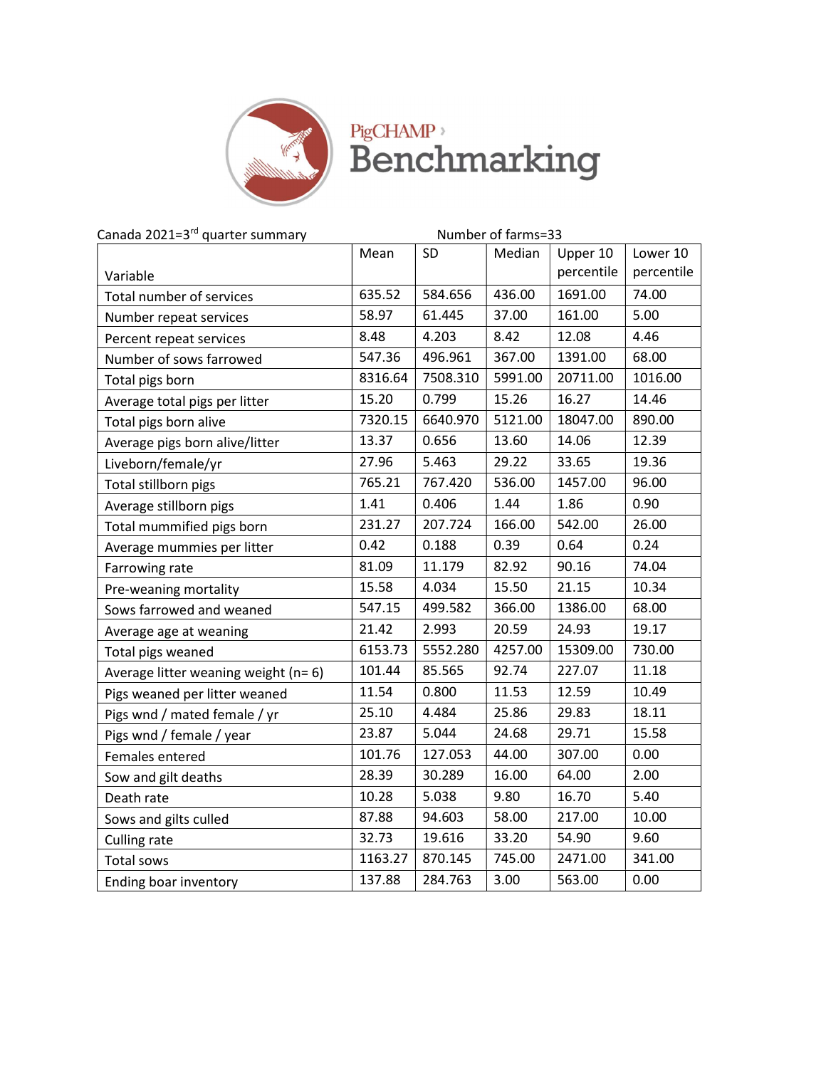PigCHAMP Benchmarking

Canada 2021=3rd quarter summary Number of farms=33

| Variable | Mean | SD | Median | Upper 10 percentile | Lower 10 percentile |
|---|---|---|---|---|---|
| Total number of services | 635.52 | 584.656 | 436.00 | 1691.00 | 74.00 |
| Number repeat services | 58.97 | 61.445 | 37.00 | 161.00 | 5.00 |
| Percent repeat services | 8.48 | 4.203 | 8.42 | 12.08 | 4.46 |
| Number of sows farrowed | 547.36 | 496.961 | 367.00 | 1391.00 | 68.00 |
| Total pigs born | 8316.64 | 7508.310 | 5991.00 | 20711.00 | 1016.00 |
| Average total pigs per litter | 15.20 | 0.799 | 15.26 | 16.27 | 14.46 |
| Total pigs born alive | 7320.15 | 6640.970 | 5121.00 | 18047.00 | 890.00 |
| Average pigs born alive/litter | 13.37 | 0.656 | 13.60 | 14.06 | 12.39 |
| Liveborn/female/yr | 27.96 | 5.463 | 29.22 | 33.65 | 19.36 |
| Total stillborn pigs | 765.21 | 767.420 | 536.00 | 1457.00 | 96.00 |
| Average stillborn pigs | 1.41 | 0.406 | 1.44 | 1.86 | 0.90 |
| Total mummified pigs born | 231.27 | 207.724 | 166.00 | 542.00 | 26.00 |
| Average mummies per litter | 0.42 | 0.188 | 0.39 | 0.64 | 0.24 |
| Farrowing rate | 81.09 | 11.179 | 82.92 | 90.16 | 74.04 |
| Pre-weaning mortality | 15.58 | 4.034 | 15.50 | 21.15 | 10.34 |
| Sows farrowed and weaned | 547.15 | 499.582 | 366.00 | 1386.00 | 68.00 |
| Average age at weaning | 21.42 | 2.993 | 20.59 | 24.93 | 19.17 |
| Total pigs weaned | 6153.73 | 5552.280 | 4257.00 | 15309.00 | 730.00 |
| Average litter weaning weight (n= 6) | 101.44 | 85.565 | 92.74 | 227.07 | 11.18 |
| Pigs weaned per litter weaned | 11.54 | 0.800 | 11.53 | 12.59 | 10.49 |
| Pigs wnd / mated female / yr | 25.10 | 4.484 | 25.86 | 29.83 | 18.11 |
| Pigs wnd / female / year | 23.87 | 5.044 | 24.68 | 29.71 | 15.58 |
| Females entered | 101.76 | 127.053 | 44.00 | 307.00 | 0.00 |
| Sow and gilt deaths | 28.39 | 30.289 | 16.00 | 64.00 | 2.00 |
| Death rate | 10.28 | 5.038 | 9.80 | 16.70 | 5.40 |
| Sows and gilts culled | 87.88 | 94.603 | 58.00 | 217.00 | 10.00 |
| Culling rate | 32.73 | 19.616 | 33.20 | 54.90 | 9.60 |
| Total sows | 1163.27 | 870.145 | 745.00 | 2471.00 | 341.00 |
| Ending boar inventory | 137.88 | 284.763 | 3.00 | 563.00 | 0.00 |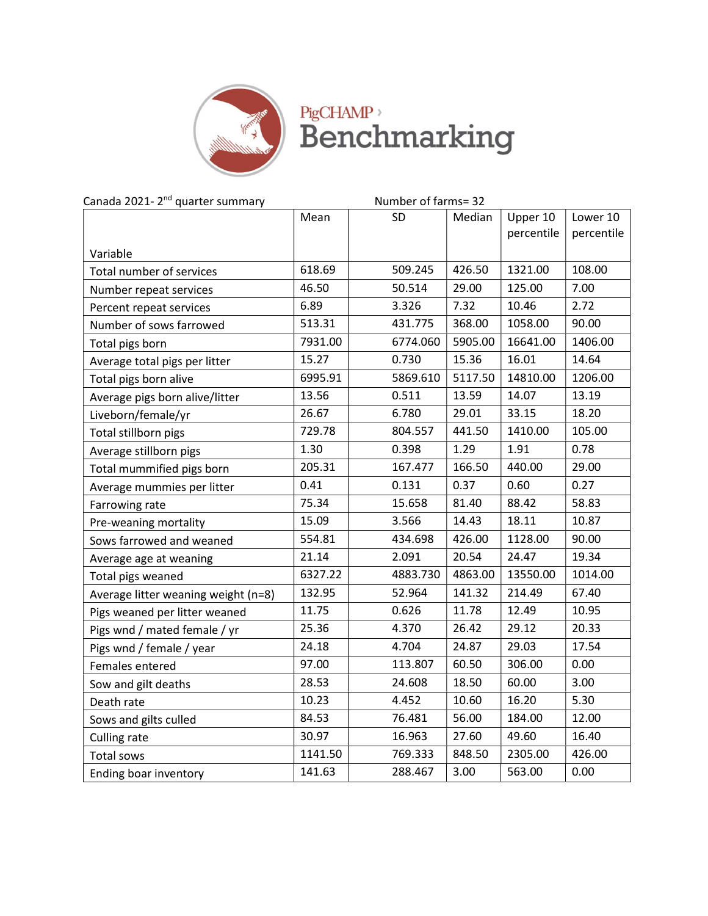PigCHAMP Benchmarking

Canada 2021- 2nd quarter summary Number of farms= 32

| Variable | Mean | SD | Median | Upper 10 percentile | Lower 10 percentile |
|---|---|---|---|---|---|
| Total number of services | 618.69 | 509.245 | 426.50 | 1321.00 | 108.00 |
| Number repeat services | 46.50 | 50.514 | 29.00 | 125.00 | 7.00 |
| Percent repeat services | 6.89 | 3.326 | 7.32 | 10.46 | 2.72 |
| Number of sows farrowed | 513.31 | 431.775 | 368.00 | 1058.00 | 90.00 |
| Total pigs born | 7931.00 | 6774.060 | 5905.00 | 16641.00 | 1406.00 |
| Average total pigs per litter | 15.27 | 0.730 | 15.36 | 16.01 | 14.64 |
| Total pigs born alive | 6995.91 | 5869.610 | 5117.50 | 14810.00 | 1206.00 |
| Average pigs born alive/litter | 13.56 | 0.511 | 13.59 | 14.07 | 13.19 |
| Liveborn/female/yr | 26.67 | 6.780 | 29.01 | 33.15 | 18.20 |
| Total stillborn pigs | 729.78 | 804.557 | 441.50 | 1410.00 | 105.00 |
| Average stillborn pigs | 1.30 | 0.398 | 1.29 | 1.91 | 0.78 |
| Total mummified pigs born | 205.31 | 167.477 | 166.50 | 440.00 | 29.00 |
| Average mummies per litter | 0.41 | 0.131 | 0.37 | 0.60 | 0.27 |
| Farrowing rate | 75.34 | 15.658 | 81.40 | 88.42 | 58.83 |
| Pre-weaning mortality | 15.09 | 3.566 | 14.43 | 18.11 | 10.87 |
| Sows farrowed and weaned | 554.81 | 434.698 | 426.00 | 1128.00 | 90.00 |
| Average age at weaning | 21.14 | 2.091 | 20.54 | 24.47 | 19.34 |
| Total pigs weaned | 6327.22 | 4883.730 | 4863.00 | 13550.00 | 1014.00 |
| Average litter weaning weight (n=8) | 132.95 | 52.964 | 141.32 | 214.49 | 67.40 |
| Pigs weaned per litter weaned | 11.75 | 0.626 | 11.78 | 12.49 | 10.95 |
| Pigs wnd / mated female / yr | 25.36 | 4.370 | 26.42 | 29.12 | 20.33 |
| Pigs wnd / female / year | 24.18 | 4.704 | 24.87 | 29.03 | 17.54 |
| Females entered | 97.00 | 113.807 | 60.50 | 306.00 | 0.00 |
| Sow and gilt deaths | 28.53 | 24.608 | 18.50 | 60.00 | 3.00 |
| Death rate | 10.23 | 4.452 | 10.60 | 16.20 | 5.30 |
| Sows and gilts culled | 84.53 | 76.481 | 56.00 | 184.00 | 12.00 |
| Culling rate | 30.97 | 16.963 | 27.60 | 49.60 | 16.40 |
| Total sows | 1141.50 | 769.333 | 848.50 | 2305.00 | 426.00 |
| Ending boar inventory | 141.63 | 288.467 | 3.00 | 563.00 | 0.00 |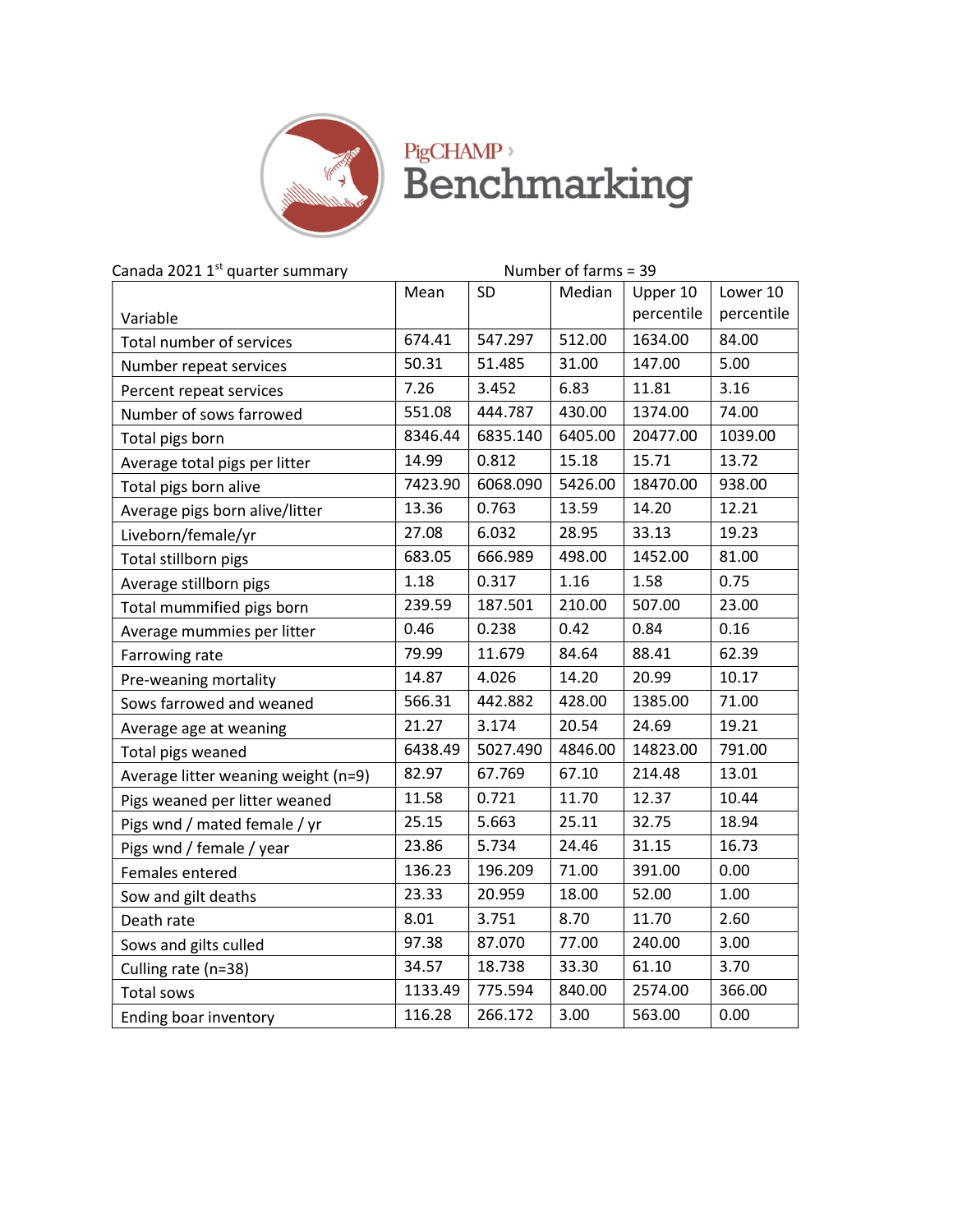PigCHAMP Benchmarking

Canada 2021 1st quarter summary Number of farms = 39

| Variable | Mean | SD | Median | Upper 10 percentile | Lower 10 percentile |
|---|---|---|---|---|---|
| Total number of services | 674.41 | 547.297 | 512.00 | 1634.00 | 84.00 |
| Number repeat services | 50.31 | 51.485 | 31.00 | 147.00 | 5.00 |
| Percent repeat services | 7.26 | 3.452 | 6.83 | 11.81 | 3.16 |
| Number of sows farrowed | 551.08 | 444.787 | 430.00 | 1374.00 | 74.00 |
| Total pigs born | 8346.44 | 6835.140 | 6405.00 | 20477.00 | 1039.00 |
| Average total pigs per litter | 14.99 | 0.812 | 15.18 | 15.71 | 13.72 |
| Total pigs born alive | 7423.90 | 6068.090 | 5426.00 | 18470.00 | 938.00 |
| Average pigs born alive/litter | 13.36 | 0.763 | 13.59 | 14.20 | 12.21 |
| Liveborn/female/yr | 27.08 | 6.032 | 28.95 | 33.13 | 19.23 |
| Total stillborn pigs | 683.05 | 666.989 | 498.00 | 1452.00 | 81.00 |
| Average stillborn pigs | 1.18 | 0.317 | 1.16 | 1.58 | 0.75 |
| Total mummified pigs born | 239.59 | 187.501 | 210.00 | 507.00 | 23.00 |
| Average mummies per litter | 0.46 | 0.238 | 0.42 | 0.84 | 0.16 |
| Farrowing rate | 79.99 | 11.679 | 84.64 | 88.41 | 62.39 |
| Pre-weaning mortality | 14.87 | 4.026 | 14.20 | 20.99 | 10.17 |
| Sows farrowed and weaned | 566.31 | 442.882 | 428.00 | 1385.00 | 71.00 |
| Average age at weaning | 21.27 | 3.174 | 20.54 | 24.69 | 19.21 |
| Total pigs weaned | 6438.49 | 5027.490 | 4846.00 | 14823.00 | 791.00 |
| Average litter weaning weight (n=9) | 82.97 | 67.769 | 67.10 | 214.48 | 13.01 |
| Pigs weaned per litter weaned | 11.58 | 0.721 | 11.70 | 12.37 | 10.44 |
| Pigs wnd / mated female / yr | 25.15 | 5.663 | 25.11 | 32.75 | 18.94 |
| Pigs wnd / female / year | 23.86 | 5.734 | 24.46 | 31.15 | 16.73 |
| Females entered | 136.23 | 196.209 | 71.00 | 391.00 | 0.00 |
| Sow and gilt deaths | 23.33 | 20.959 | 18.00 | 52.00 | 1.00 |
| Death rate | 8.01 | 3.751 | 8.70 | 11.70 | 2.60 |
| Sows and gilts culled | 97.38 | 87.070 | 77.00 | 240.00 | 3.00 |
| Culling rate (n=38) | 34.57 | 18.738 | 33.30 | 61.10 | 3.70 |
| Total sows | 1133.49 | 775.594 | 840.00 | 2574.00 | 366.00 |
| Ending boar inventory | 116.28 | 266.172 | 3.00 | 563.00 | 0.00 |